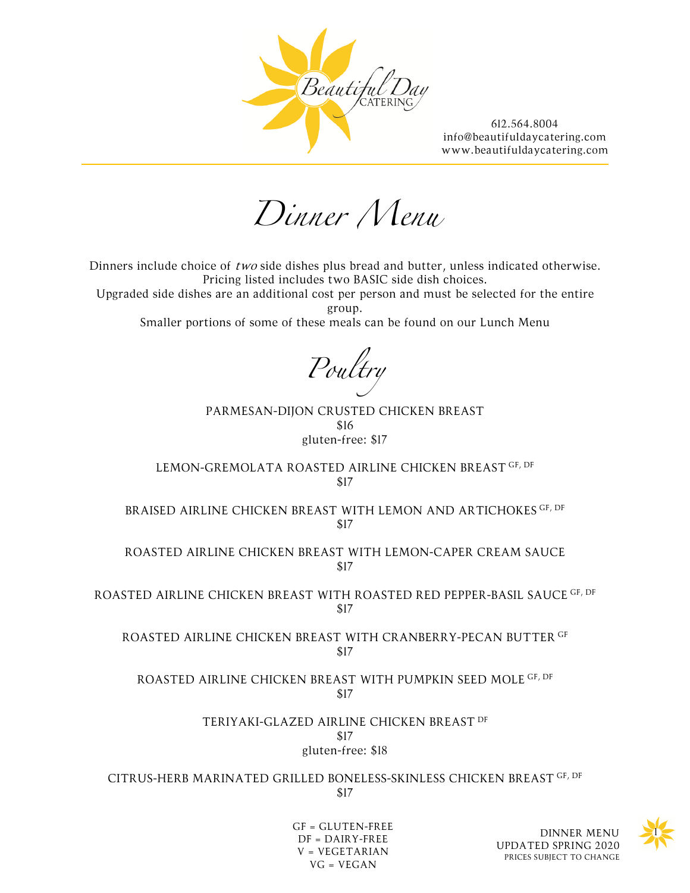Beautiful Day CATERING

612.564.8004
info@beautifuldaycatering.com
www.beautifuldaycatering.com

# *Dinner Menu*

Dinners include choice of *two* side dishes plus bread and butter, unless indicated otherwise.
Pricing listed includes two BASIC side dish choices.
Upgraded side dishes are an additional cost per person and must be selected for the entire group.
Smaller portions of some of these meals can be found on our Lunch Menu

## *Poultry*

PARMESAN-DIJON CRUSTED CHICKEN BREAST
$16
gluten-free: $17

LEMON-GREMOLATA ROASTED AIRLINE CHICKEN BREAST GF, DF
$17

BRAISED AIRLINE CHICKEN BREAST WITH LEMON AND ARTICHOKES GF, DF
$17

ROASTED AIRLINE CHICKEN BREAST WITH LEMON-CAPER CREAM SAUCE
$17

ROASTED AIRLINE CHICKEN BREAST WITH ROASTED RED PEPPER-BASIL SAUCE GF, DF
$17

ROASTED AIRLINE CHICKEN BREAST WITH CRANBERRY-PECAN BUTTER GF
$17

ROASTED AIRLINE CHICKEN BREAST WITH PUMPKIN SEED MOLE GF, DF
$17

TERIYAKI-GLAZED AIRLINE CHICKEN BREAST DF
$17
gluten-free: $18

CITRUS-HERB MARINATED GRILLED BONELESS-SKINLESS CHICKEN BREAST GF, DF
$17

GF = GLUTEN-FREE
DF = DAIRY-FREE
V = VEGETARIAN
VG = VEGAN

DINNER MENU
UPDATED SPRING 2020
PRICES SUBJECT TO CHANGE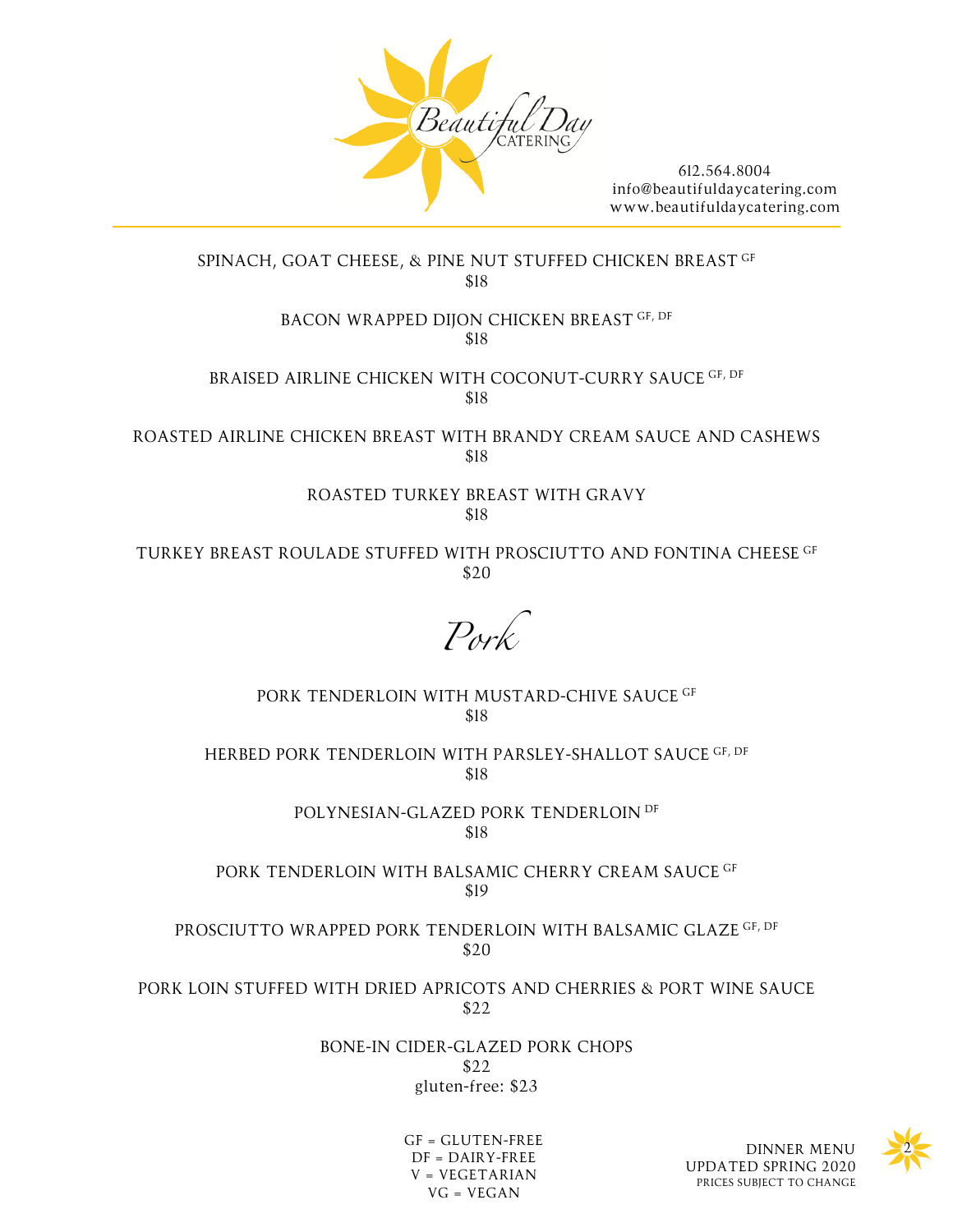SPINACH, GOAT CHEESE, & PINE NUT STUFFED CHICKEN BREAST GF
$18

BACON WRAPPED DIJON CHICKEN BREAST GF, DF
$18

BRAISED AIRLINE CHICKEN WITH COCONUT-CURRY SAUCE GF, DF
$18

ROASTED AIRLINE CHICKEN BREAST WITH BRANDY CREAM SAUCE AND CASHEWS
$18

ROASTED TURKEY BREAST WITH GRAVY
$18

TURKEY BREAST ROULADE STUFFED WITH PROSCIUTTO AND FONTINA CHEESE GF
$20

## *Pork*

PORK TENDERLOIN WITH MUSTARD-CHIVE SAUCE GF
$18

HERBED PORK TENDERLOIN WITH PARSLEY-SHALLOT SAUCE GF, DF
$18

POLYNESIAN-GLAZED PORK TENDERLOIN DF
$18

PORK TENDERLOIN WITH BALSAMIC CHERRY CREAM SAUCE GF
$19

PROSCIUTTO WRAPPED PORK TENDERLOIN WITH BALSAMIC GLAZE GF, DF
$20

PORK LOIN STUFFED WITH DRIED APRICOTS AND CHERRIES & PORT WINE SAUCE
$22

BONE-IN CIDER-GLAZED PORK CHOPS
$22
gluten-free: $23

GF = GLUTEN-FREE
DF = DAIRY-FREE
V = VEGETARIAN
VG = VEGAN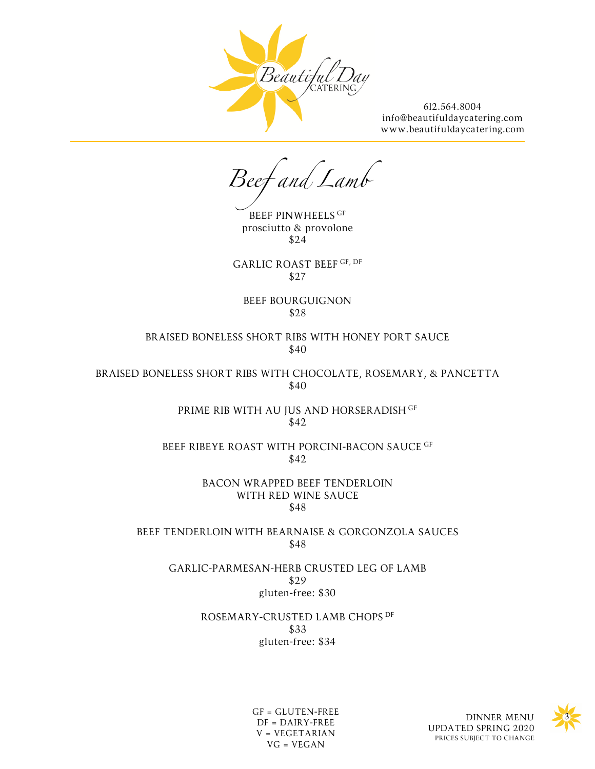Beautiful Day CATERING

612.564.8004
info@beautifuldaycatering.com
www.beautifuldaycatering.com

# Beef and Lamb

BEEF PINWHEELS GF
prosciutto & provolone
$24

GARLIC ROAST BEEF GF, DF
$27

BEEF BOURGUIGNON
$28

BRAISED BONELESS SHORT RIBS WITH HONEY PORT SAUCE
$40

BRAISED BONELESS SHORT RIBS WITH CHOCOLATE, ROSEMARY, & PANCETTA
$40

PRIME RIB WITH AU JUS AND HORSERADISH GF
$42

BEEF RIBEYE ROAST WITH PORCINI-BACON SAUCE GF
$42

BACON WRAPPED BEEF TENDERLOIN
WITH RED WINE SAUCE
$48

BEEF TENDERLOIN WITH BEARNAISE & GORGONZOLA SAUCES
$48

GARLIC-PARMESAN-HERB CRUSTED LEG OF LAMB
$29
gluten-free: $30

ROSEMARY-CRUSTED LAMB CHOPS DF
$33
gluten-free: $34

GF = GLUTEN-FREE
DF = DAIRY-FREE
V = VEGETARIAN
VG = VEGAN

DINNER MENU
UPDATED SPRING 2020
PRICES SUBJECT TO CHANGE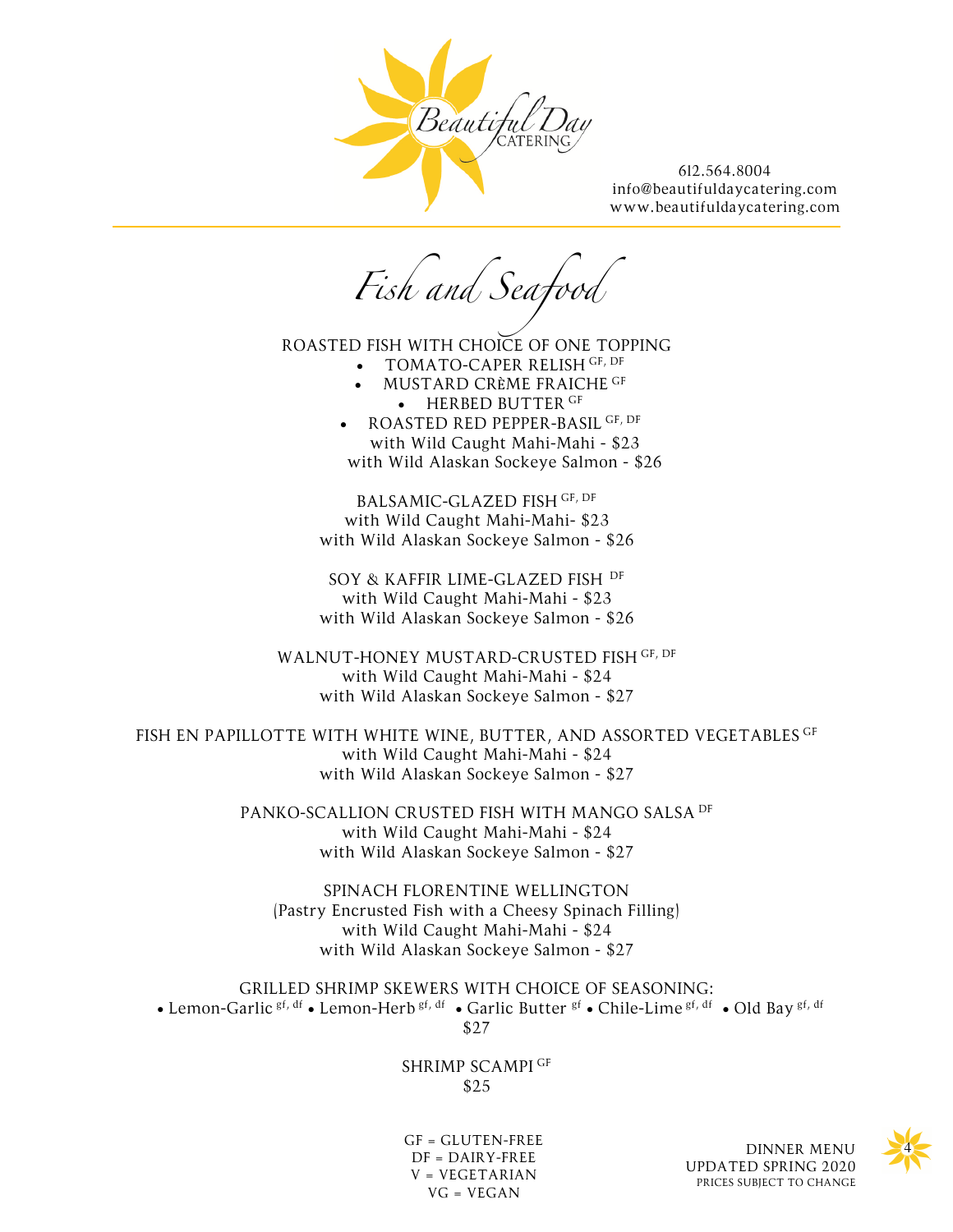Beautiful Day CATERING

612.564.8004
info@beautifuldaycatering.com
www.beautifuldaycatering.com

# *Fish and Seafood*

ROASTED FISH WITH CHOICE OF ONE TOPPING

- TOMATO-CAPER RELISH GF, DF
- MUSTARD CRÈME FRAICHE GF
- HERBED BUTTER GF
- ROASTED RED PEPPER-BASIL GF, DF

with Wild Caught Mahi-Mahi - $23
with Wild Alaskan Sockeye Salmon - $26

BALSAMIC-GLAZED FISH GF, DF
with Wild Caught Mahi-Mahi- $23
with Wild Alaskan Sockeye Salmon - $26

SOY & KAFFIR LIME-GLAZED FISH DF
with Wild Caught Mahi-Mahi - $23
with Wild Alaskan Sockeye Salmon - $26

WALNUT-HONEY MUSTARD-CRUSTED FISH GF, DF
with Wild Caught Mahi-Mahi - $24
with Wild Alaskan Sockeye Salmon - $27

FISH EN PAPILLOTTE WITH WHITE WINE, BUTTER, AND ASSORTED VEGETABLES GF
with Wild Caught Mahi-Mahi - $24
with Wild Alaskan Sockeye Salmon - $27

PANKO-SCALLION CRUSTED FISH WITH MANGO SALSA DF
with Wild Caught Mahi-Mahi - $24
with Wild Alaskan Sockeye Salmon - $27

SPINACH FLORENTINE WELLINGTON
(Pastry Encrusted Fish with a Cheesy Spinach Filling)
with Wild Caught Mahi-Mahi - $24
with Wild Alaskan Sockeye Salmon - $27

GRILLED SHRIMP SKEWERS WITH CHOICE OF SEASONING:
• Lemon-Garlic gf, df • Lemon-Herb gf, df • Garlic Butter gf • Chile-Lime gf, df • Old Bay gf, df
$27

SHRIMP SCAMPI GF
$25

GF = GLUTEN-FREE
DF = DAIRY-FREE
V = VEGETARIAN
VG = VEGAN

DINNER MENU
UPDATED SPRING 2020
PRICES SUBJECT TO CHANGE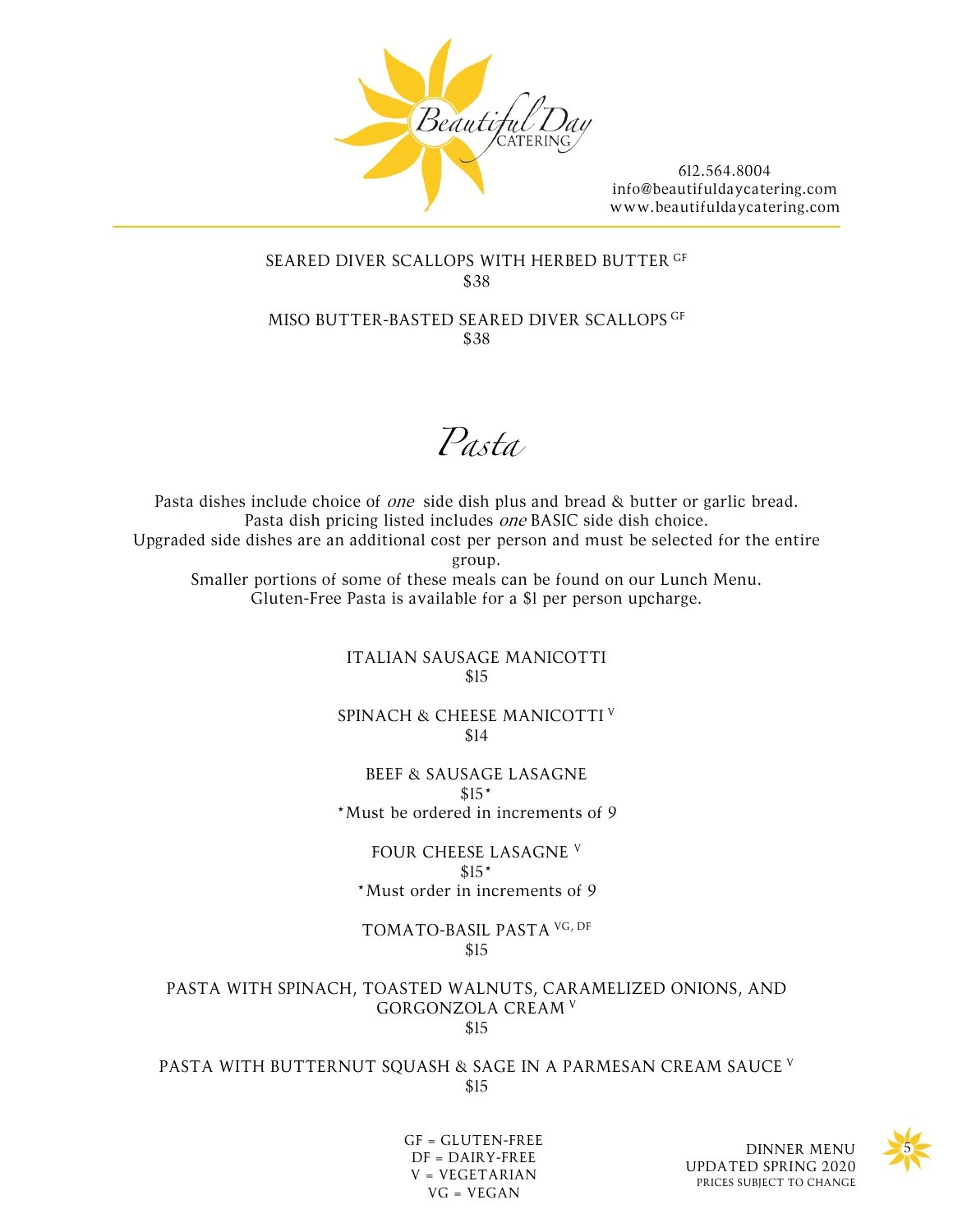SEARED DIVER SCALLOPS WITH HERBED BUTTER GF
$38

MISO BUTTER-BASTED SEARED DIVER SCALLOPS GF
$38

# *Pasta*

Pasta dishes include choice of *one* side dish plus and bread & butter or garlic bread.
Pasta dish pricing listed includes *one* BASIC side dish choice.
Upgraded side dishes are an additional cost per person and must be selected for the entire group.
Smaller portions of some of these meals can be found on our Lunch Menu.
Gluten-Free Pasta is available for a $1 per person upcharge.

ITALIAN SAUSAGE MANICOTTI
$15

SPINACH & CHEESE MANICOTTI V
$14

BEEF & SAUSAGE LASAGNE
$15*
*Must be ordered in increments of 9

FOUR CHEESE LASAGNE V
$15*
*Must order in increments of 9

TOMATO-BASIL PASTA VG, DF
$15

PASTA WITH SPINACH, TOASTED WALNUTS, CARAMELIZED ONIONS, AND GORGONZOLA CREAM V
$15

PASTA WITH BUTTERNUT SQUASH & SAGE IN A PARMESAN CREAM SAUCE V
$15

GF = GLUTEN-FREE
DF = DAIRY-FREE
V = VEGETARIAN
VG = VEGAN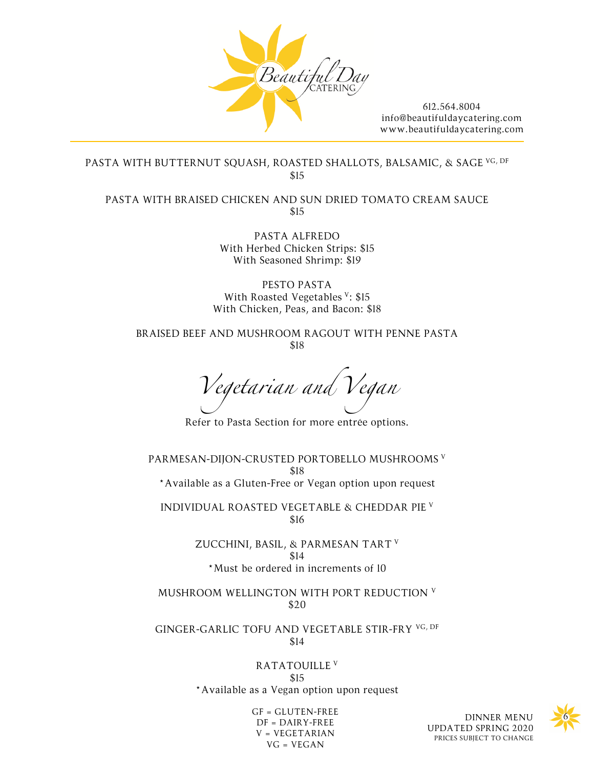PASTA WITH BUTTERNUT SQUASH, ROASTED SHALLOTS, BALSAMIC, & SAGE VG, DF
$15

PASTA WITH BRAISED CHICKEN AND SUN DRIED TOMATO CREAM SAUCE
$15

PASTA ALFREDO
With Herbed Chicken Strips: $15
With Seasoned Shrimp: $19

PESTO PASTA
With Roasted Vegetables V: $15
With Chicken, Peas, and Bacon: $18

BRAISED BEEF AND MUSHROOM RAGOUT WITH PENNE PASTA
$18

## *Vegetarian and Vegan*

Refer to Pasta Section for more entrée options.

PARMESAN-DIJON-CRUSTED PORTOBELLO MUSHROOMS V
$18
*Available as a Gluten-Free or Vegan option upon request

INDIVIDUAL ROASTED VEGETABLE & CHEDDAR PIE V
$16

ZUCCHINI, BASIL, & PARMESAN TART V
$14
*Must be ordered in increments of 10

MUSHROOM WELLINGTON WITH PORT REDUCTION V
$20

GINGER-GARLIC TOFU AND VEGETABLE STIR-FRY VG, DF
$14

RATATOUILLE V
$15
*Available as a Vegan option upon request

GF = GLUTEN-FREE
DF = DAIRY-FREE
V = VEGETARIAN
VG = VEGAN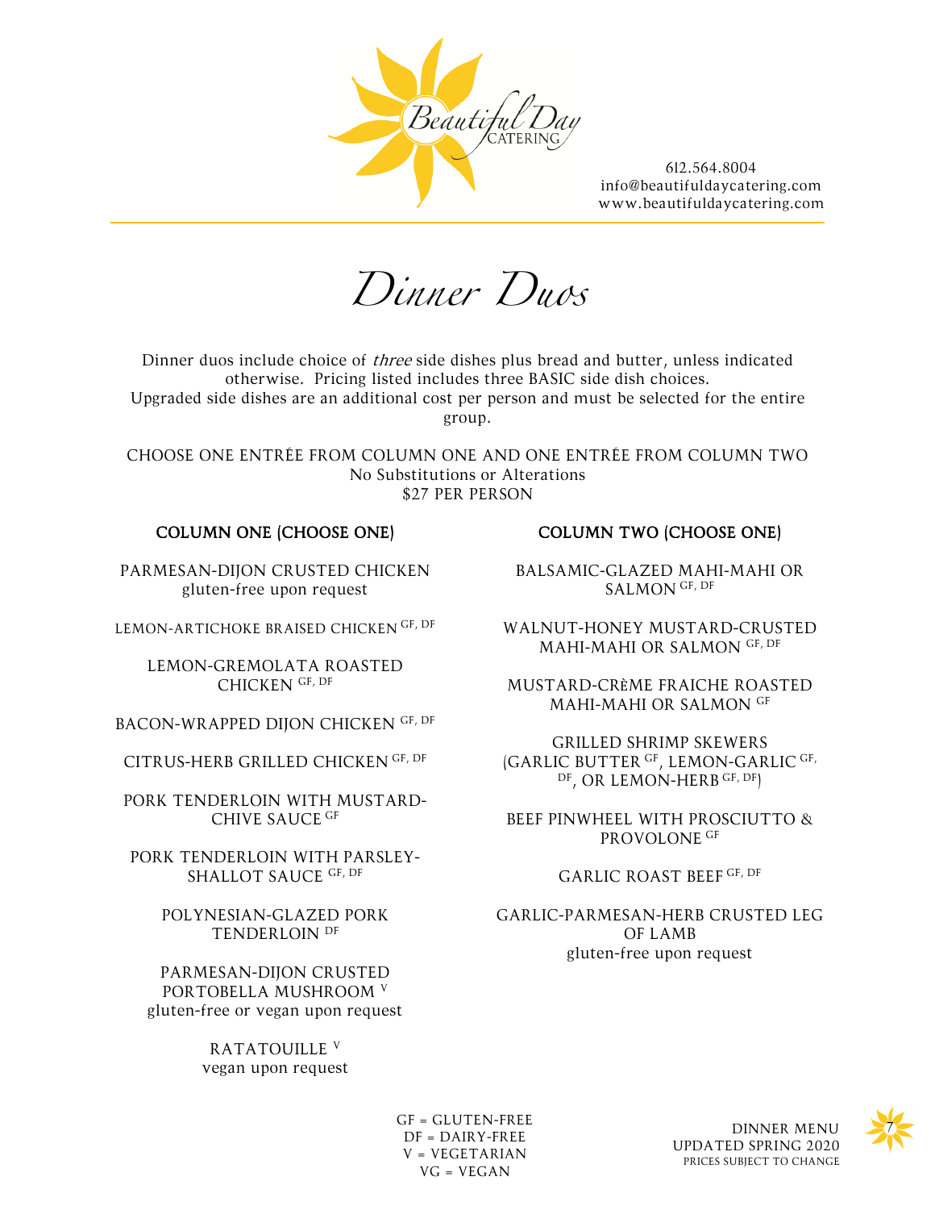612.564.8004
info@beautifuldaycatering.com
www.beautifuldaycatering.com

# *Dinner Duos*

Dinner duos include choice of *three* side dishes plus bread and butter, unless indicated otherwise. Pricing listed includes three BASIC side dish choices.
Upgraded side dishes are an additional cost per person and must be selected for the entire group.

CHOOSE ONE ENTRÉE FROM COLUMN ONE AND ONE ENTRÉE FROM COLUMN TWO
No Substitutions or Alterations
$27 PER PERSON

## COLUMN ONE (CHOOSE ONE)

PARMESAN-DIJON CRUSTED CHICKEN
gluten-free upon request

LEMON-ARTICHOKE BRAISED CHICKEN GF, DF

LEMON-GREMOLATA ROASTED CHICKEN GF, DF

BACON-WRAPPED DIJON CHICKEN GF, DF

CITRUS-HERB GRILLED CHICKEN GF, DF

PORK TENDERLOIN WITH MUSTARD-CHIVE SAUCE GF

PORK TENDERLOIN WITH PARSLEY-SHALLOT SAUCE GF, DF

POLYNESIAN-GLAZED PORK TENDERLOIN DF

PARMESAN-DIJON CRUSTED PORTOBELLA MUSHROOM V
gluten-free or vegan upon request

RATATOUILLE V
vegan upon request

## COLUMN TWO (CHOOSE ONE)

BALSAMIC-GLAZED MAHI-MAHI OR SALMON GF, DF

WALNUT-HONEY MUSTARD-CRUSTED MAHI-MAHI OR SALMON GF, DF

MUSTARD-CRÈME FRAICHE ROASTED MAHI-MAHI OR SALMON GF

GRILLED SHRIMP SKEWERS
(GARLIC BUTTER GF, LEMON-GARLIC GF, DF, OR LEMON-HERB GF, DF)

BEEF PINWHEEL WITH PROSCIUTTO & PROVOLONE GF

GARLIC ROAST BEEF GF, DF

GARLIC-PARMESAN-HERB CRUSTED LEG OF LAMB
gluten-free upon request

GF = GLUTEN-FREE
DF = DAIRY-FREE
V = VEGETARIAN
VG = VEGAN

DINNER MENU
UPDATED SPRING 2020
PRICES SUBJECT TO CHANGE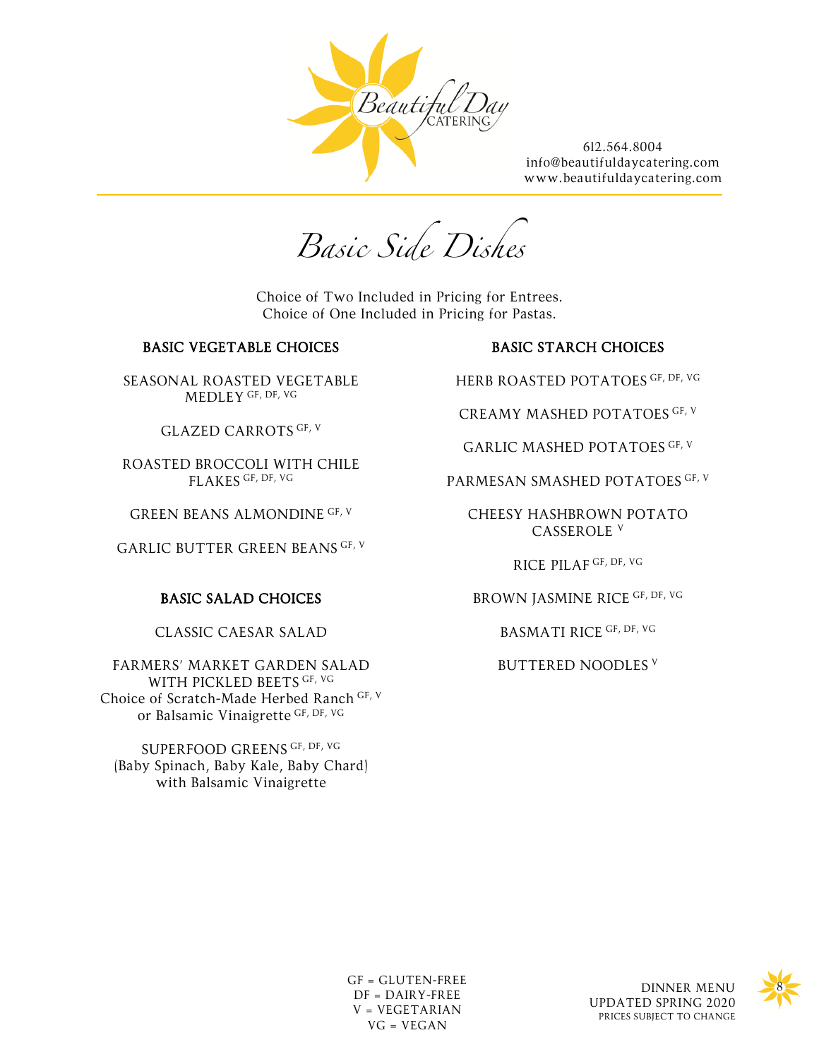Beautiful Day CATERING

612.564.8004
info@beautifuldaycatering.com
www.beautifuldaycatering.com

# *Basic Side Dishes*

Choice of Two Included in Pricing for Entrees.
Choice of One Included in Pricing for Pastas.

## BASIC VEGETABLE CHOICES

SEASONAL ROASTED VEGETABLE MEDLEY GF, DF, VG

GLAZED CARROTS GF, V

ROASTED BROCCOLI WITH CHILE FLAKES GF, DF, VG

GREEN BEANS ALMONDINE GF, V

GARLIC BUTTER GREEN BEANS GF, V

## BASIC SALAD CHOICES

CLASSIC CAESAR SALAD

FARMERS' MARKET GARDEN SALAD WITH PICKLED BEETS GF, VG
Choice of Scratch-Made Herbed Ranch GF, V
or Balsamic Vinaigrette GF, DF, VG

SUPERFOOD GREENS GF, DF, VG
(Baby Spinach, Baby Kale, Baby Chard)
with Balsamic Vinaigrette

## BASIC STARCH CHOICES

HERB ROASTED POTATOES GF, DF, VG

CREAMY MASHED POTATOES GF, V

GARLIC MASHED POTATOES GF, V

PARMESAN SMASHED POTATOES GF, V

CHEESY HASHBROWN POTATO CASSEROLE V

RICE PILAF GF, DF, VG

BROWN JASMINE RICE GF, DF, VG

BASMATI RICE GF, DF, VG

BUTTERED NOODLES V

GF = GLUTEN-FREE
DF = DAIRY-FREE
V = VEGETARIAN
VG = VEGAN

DINNER MENU
UPDATED SPRING 2020
PRICES SUBJECT TO CHANGE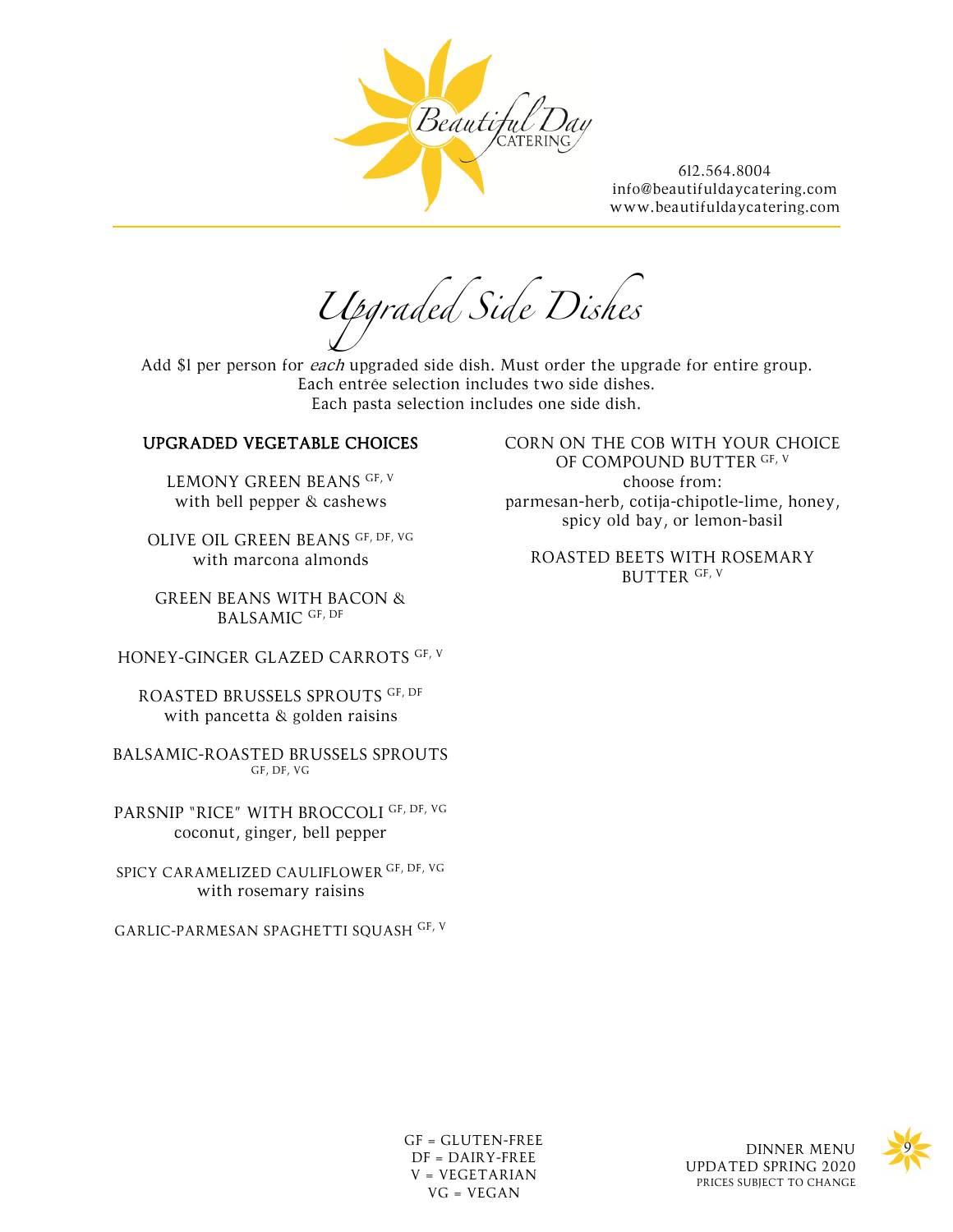Beautiful Day CATERING

612.564.8004
info@beautifuldaycatering.com
www.beautifuldaycatering.com

# Upgraded Side Dishes

Add $1 per person for *each* upgraded side dish. Must order the upgrade for entire group.
Each entrée selection includes two side dishes.
Each pasta selection includes one side dish.

## UPGRADED VEGETABLE CHOICES

LEMONY GREEN BEANS GF, V
with bell pepper & cashews

OLIVE OIL GREEN BEANS GF, DF, VG
with marcona almonds

GREEN BEANS WITH BACON & BALSAMIC GF, DF

HONEY-GINGER GLAZED CARROTS GF, V

ROASTED BRUSSELS SPROUTS GF, DF
with pancetta & golden raisins

BALSAMIC-ROASTED BRUSSELS SPROUTS GF, DF, VG

PARSNIP "RICE" WITH BROCCOLI GF, DF, VG
coconut, ginger, bell pepper

SPICY CARAMELIZED CAULIFLOWER GF, DF, VG
with rosemary raisins

GARLIC-PARMESAN SPAGHETTI SQUASH GF, V

CORN ON THE COB WITH YOUR CHOICE OF COMPOUND BUTTER GF, V
choose from:
parmesan-herb, cotija-chipotle-lime, honey, spicy old bay, or lemon-basil

ROASTED BEETS WITH ROSEMARY BUTTER GF, V

GF = GLUTEN-FREE
DF = DAIRY-FREE
V = VEGETARIAN
VG = VEGAN

DINNER MENU
UPDATED SPRING 2020
PRICES SUBJECT TO CHANGE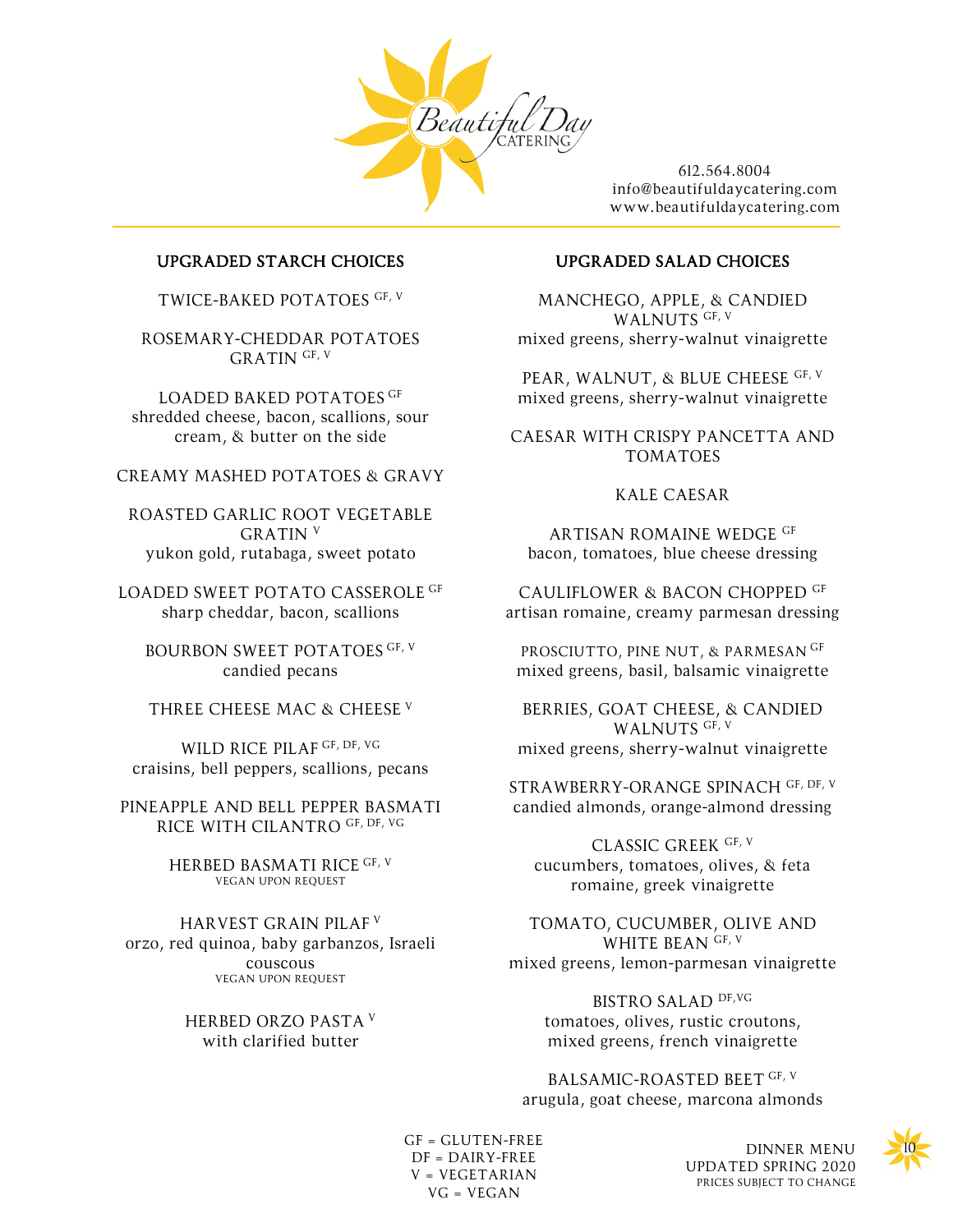612.564.8004
info@beautifuldaycatering.com
www.beautifuldaycatering.com

## UPGRADED STARCH CHOICES

TWICE-BAKED POTATOES GF, V

ROSEMARY-CHEDDAR POTATOES GRATIN GF, V

LOADED BAKED POTATOES GF
shredded cheese, bacon, scallions, sour cream, & butter on the side

CREAMY MASHED POTATOES & GRAVY

ROASTED GARLIC ROOT VEGETABLE GRATIN V
yukon gold, rutabaga, sweet potato

LOADED SWEET POTATO CASSEROLE GF
sharp cheddar, bacon, scallions

BOURBON SWEET POTATOES GF, V
candied pecans

THREE CHEESE MAC & CHEESE V

WILD RICE PILAF GF, DF, VG
craisins, bell peppers, scallions, pecans

PINEAPPLE AND BELL PEPPER BASMATI RICE WITH CILANTRO GF, DF, VG

HERBED BASMATI RICE GF, V
VEGAN UPON REQUEST

HARVEST GRAIN PILAF V
orzo, red quinoa, baby garbanzos, Israeli couscous
VEGAN UPON REQUEST

HERBED ORZO PASTA V
with clarified butter

## UPGRADED SALAD CHOICES

MANCHEGO, APPLE, & CANDIED WALNUTS GF, V
mixed greens, sherry-walnut vinaigrette

PEAR, WALNUT, & BLUE CHEESE GF, V
mixed greens, sherry-walnut vinaigrette

CAESAR WITH CRISPY PANCETTA AND TOMATOES

KALE CAESAR

ARTISAN ROMAINE WEDGE GF
bacon, tomatoes, blue cheese dressing

CAULIFLOWER & BACON CHOPPED GF
artisan romaine, creamy parmesan dressing

PROSCIUTTO, PINE NUT, & PARMESAN GF
mixed greens, basil, balsamic vinaigrette

BERRIES, GOAT CHEESE, & CANDIED WALNUTS GF, V
mixed greens, sherry-walnut vinaigrette

STRAWBERRY-ORANGE SPINACH GF, DF, V
candied almonds, orange-almond dressing

CLASSIC GREEK GF, V
cucumbers, tomatoes, olives, & feta
romaine, greek vinaigrette

TOMATO, CUCUMBER, OLIVE AND WHITE BEAN GF, V
mixed greens, lemon-parmesan vinaigrette

BISTRO SALAD DF,VG
tomatoes, olives, rustic croutons, mixed greens, french vinaigrette

BALSAMIC-ROASTED BEET GF, V
arugula, goat cheese, marcona almonds

GF = GLUTEN-FREE
DF = DAIRY-FREE
V = VEGETARIAN
VG = VEGAN

DINNER MENU
UPDATED SPRING 2020
PRICES SUBJECT TO CHANGE